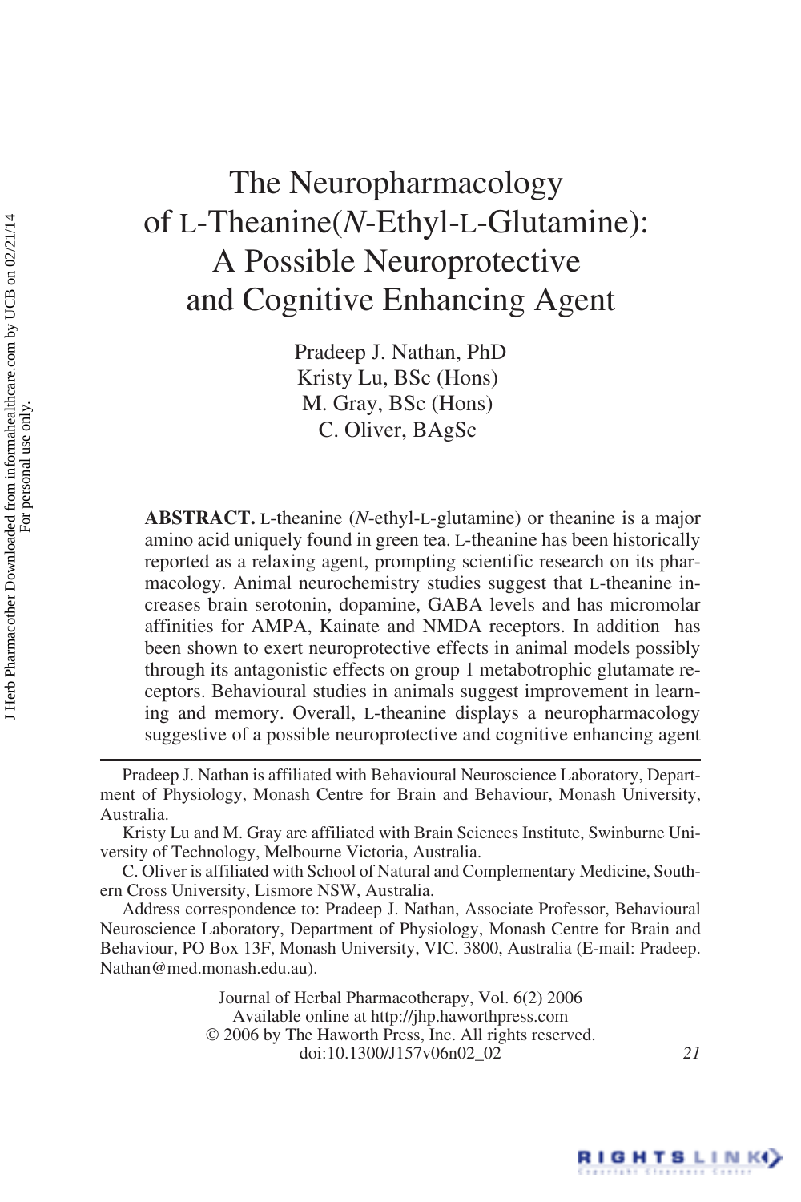# The Neuropharmacology of L-Theanine(*N*-Ethyl-L-Glutamine): A Possible Neuroprotective and Cognitive Enhancing Agent

Pradeep J. Nathan, PhD
Kristy Lu, BSc (Hons)
M. Gray, BSc (Hons)
C. Oliver, BAgSc

**ABSTRACT.** L-theanine (*N*-ethyl-L-glutamine) or theanine is a major amino acid uniquely found in green tea. L-theanine has been historically reported as a relaxing agent, prompting scientific research on its pharmacology. Animal neurochemistry studies suggest that L-theanine increases brain serotonin, dopamine, GABA levels and has micromolar affinities for AMPA, Kainate and NMDA receptors. In addition has been shown to exert neuroprotective effects in animal models possibly through its antagonistic effects on group 1 metabotropic glutamate receptors. Behavioural studies in animals suggest improvement in learning and memory. Overall, L-theanine displays a neuropharmacology suggestive of a possible neuroprotective and cognitive enhancing agent

---

Pradeep J. Nathan is affiliated with Behavioural Neuroscience Laboratory, Department of Physiology, Monash Centre for Brain and Behaviour, Monash University, Australia.

Kristy Lu and M. Gray are affiliated with Brain Sciences Institute, Swinburne University of Technology, Melbourne Victoria, Australia.

C. Oliver is affiliated with School of Natural and Complementary Medicine, Southern Cross University, Lismore NSW, Australia.

Address correspondence to: Pradeep J. Nathan, Associate Professor, Behavioural Neuroscience Laboratory, Department of Physiology, Monash Centre for Brain and Behaviour, PO Box 13F, Monash University, VIC. 3800, Australia (E-mail: Pradeep.Nathan@med.monash.edu.au).

Journal of Herbal Pharmacotherapy, Vol. 6(2) 2006
Available online at http://jhp.haworthpress.com
© 2006 by The Haworth Press, Inc. All rights reserved.
doi:10.1300/J157v06n02_02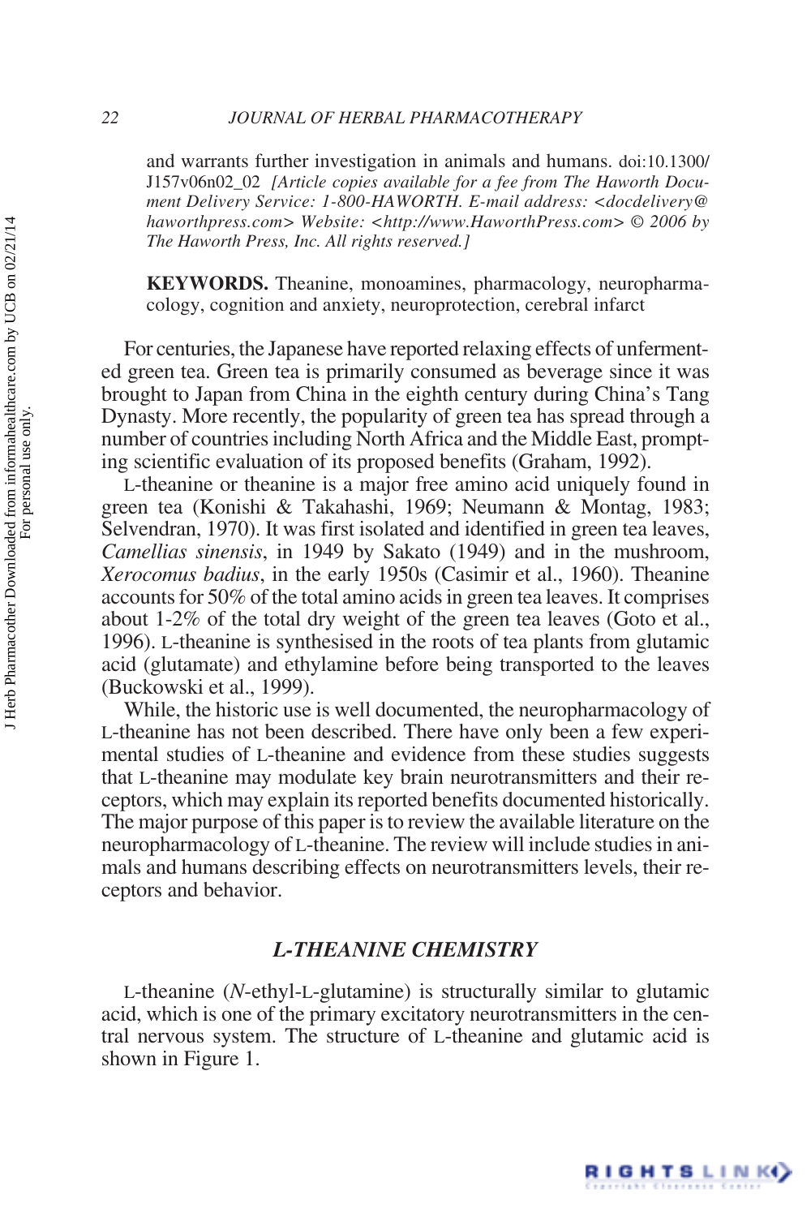and warrants further investigation in animals and humans. doi:10.1300/J157v06n02_02 *[Article copies available for a fee from The Haworth Document Delivery Service: 1-800-HAWORTH. E-mail address: <docdelivery@haworthpress.com> Website: <http://www.HaworthPress.com> © 2006 by The Haworth Press, Inc. All rights reserved.]*

**KEYWORDS.** Theanine, monoamines, pharmacology, neuropharmacology, cognition and anxiety, neuroprotection, cerebral infarct

For centuries, the Japanese have reported relaxing effects of unfermented green tea. Green tea is primarily consumed as beverage since it was brought to Japan from China in the eighth century during China's Tang Dynasty. More recently, the popularity of green tea has spread through a number of countries including North Africa and the Middle East, prompting scientific evaluation of its proposed benefits (Graham, 1992).

L-theanine or theanine is a major free amino acid uniquely found in green tea (Konishi & Takahashi, 1969; Neumann & Montag, 1983; Selvendran, 1970). It was first isolated and identified in green tea leaves, *Camellias sinensis*, in 1949 by Sakato (1949) and in the mushroom, *Xerocomus badius*, in the early 1950s (Casimir et al., 1960). Theanine accounts for 50% of the total amino acids in green tea leaves. It comprises about 1-2% of the total dry weight of the green tea leaves (Goto et al., 1996). L-theanine is synthesised in the roots of tea plants from glutamic acid (glutamate) and ethylamine before being transported to the leaves (Buckowski et al., 1999).

While, the historic use is well documented, the neuropharmacology of L-theanine has not been described. There have only been a few experimental studies of L-theanine and evidence from these studies suggests that L-theanine may modulate key brain neurotransmitters and their receptors, which may explain its reported benefits documented historically. The major purpose of this paper is to review the available literature on the neuropharmacology of L-theanine. The review will include studies in animals and humans describing effects on neurotransmitters levels, their receptors and behavior.

## *L-THEANINE CHEMISTRY*

L-theanine (*N*-ethyl-L-glutamine) is structurally similar to glutamic acid, which is one of the primary excitatory neurotransmitters in the central nervous system. The structure of L-theanine and glutamic acid is shown in Figure 1.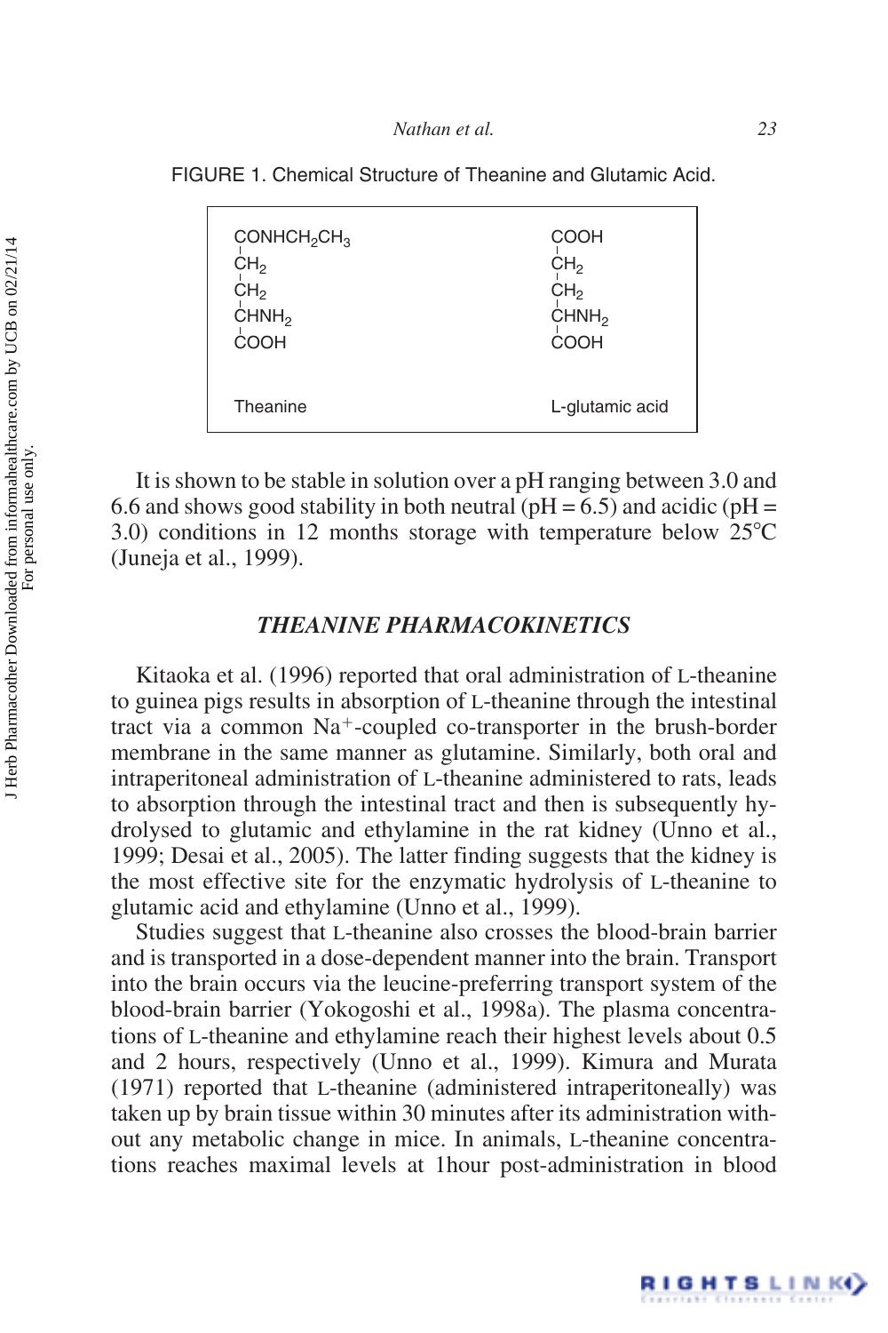FIGURE 1. Chemical Structure of Theanine and Glutamic Acid.

| Theanine | L-glutamic acid |
| --- | --- |
| $CONHCH_2CH_3$ | $COOH$ |
| $CH_2$ | $CH_2$ |
| $CH_2$ | $CH_2$ |
| $CHNH_2$ | $CHNH_2$ |
| $COOH$ | $COOH$ |

It is shown to be stable in solution over a pH ranging between 3.0 and 6.6 and shows good stability in both neutral (pH = 6.5) and acidic (pH = 3.0) conditions in 12 months storage with temperature below 25°C (Juneja et al., 1999).

## THEANINE PHARMACOKINETICS

Kitaoka et al. (1996) reported that oral administration of L-theanine to guinea pigs results in absorption of L-theanine through the intestinal tract via a common $Na^{+}$-coupled co-transporter in the brush-border membrane in the same manner as glutamine. Similarly, both oral and intraperitoneal administration of L-theanine administered to rats, leads to absorption through the intestinal tract and then is subsequently hydrolysed to glutamic and ethylamine in the rat kidney (Unno et al., 1999; Desai et al., 2005). The latter finding suggests that the kidney is the most effective site for the enzymatic hydrolysis of L-theanine to glutamic acid and ethylamine (Unno et al., 1999).

Studies suggest that L-theanine also crosses the blood-brain barrier and is transported in a dose-dependent manner into the brain. Transport into the brain occurs via the leucine-preferring transport system of the blood-brain barrier (Yokogoshi et al., 1998a). The plasma concentrations of L-theanine and ethylamine reach their highest levels about 0.5 and 2 hours, respectively (Unno et al., 1999). Kimura and Murata (1971) reported that L-theanine (administered intraperitoneally) was taken up by brain tissue within 30 minutes after its administration without any metabolic change in mice. In animals, L-theanine concentrations reaches maximal levels at 1hour post-administration in blood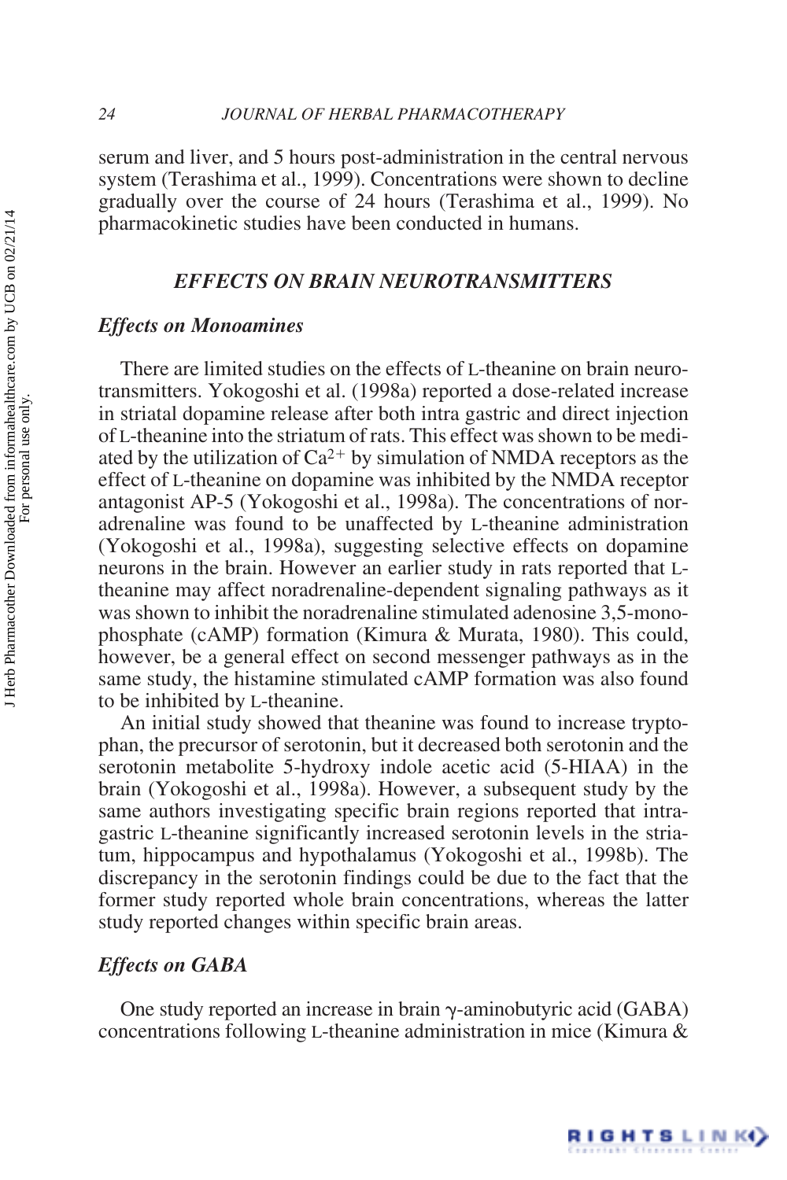serum and liver, and 5 hours post-administration in the central nervous system (Terashima et al., 1999). Concentrations were shown to decline gradually over the course of 24 hours (Terashima et al., 1999). No pharmacokinetic studies have been conducted in humans.

## EFFECTS ON BRAIN NEUROTRANSMITTERS

### Effects on Monoamines

There are limited studies on the effects of L-theanine on brain neurotransmitters. Yokogoshi et al. (1998a) reported a dose-related increase in striatal dopamine release after both intra gastric and direct injection of L-theanine into the striatum of rats. This effect was shown to be mediated by the utilization of $Ca^{2+}$ by simulation of NMDA receptors as the effect of L-theanine on dopamine was inhibited by the NMDA receptor antagonist AP-5 (Yokogoshi et al., 1998a). The concentrations of noradrenaline was found to be unaffected by L-theanine administration (Yokogoshi et al., 1998a), suggesting selective effects on dopamine neurons in the brain. However an earlier study in rats reported that L-theanine may affect noradrenaline-dependent signaling pathways as it was shown to inhibit the noradrenaline stimulated adenosine 3,5-monophosphate (cAMP) formation (Kimura & Murata, 1980). This could, however, be a general effect on second messenger pathways as in the same study, the histamine stimulated cAMP formation was also found to be inhibited by L-theanine.

An initial study showed that theanine was found to increase tryptophan, the precursor of serotonin, but it decreased both serotonin and the serotonin metabolite 5-hydroxy indole acetic acid (5-HIAA) in the brain (Yokogoshi et al., 1998a). However, a subsequent study by the same authors investigating specific brain regions reported that intragastric L-theanine significantly increased serotonin levels in the striatum, hippocampus and hypothalamus (Yokogoshi et al., 1998b). The discrepancy in the serotonin findings could be due to the fact that the former study reported whole brain concentrations, whereas the latter study reported changes within specific brain areas.

### Effects on GABA

One study reported an increase in brain γ-aminobutyric acid (GABA) concentrations following L-theanine administration in mice (Kimura &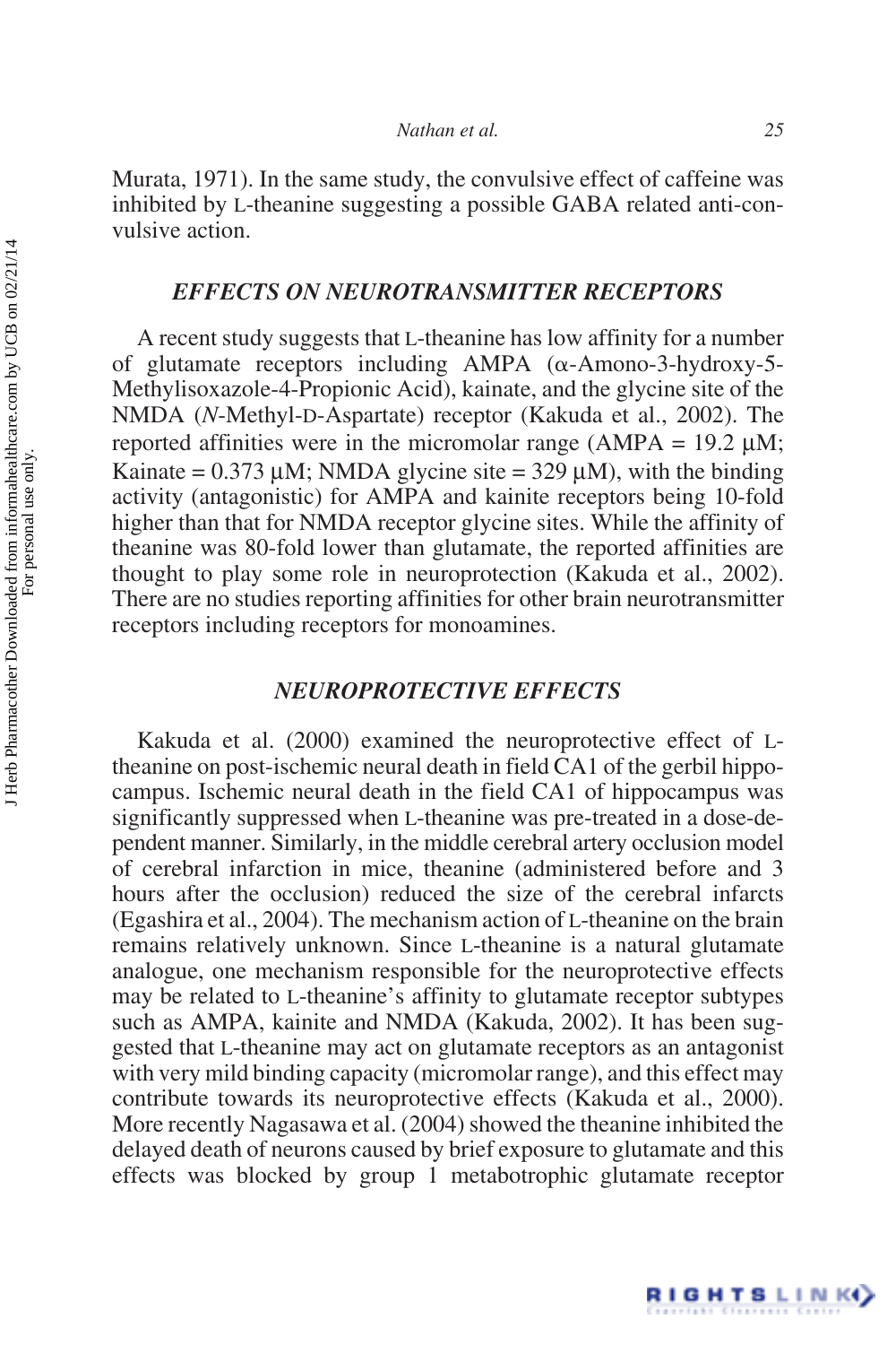Murata, 1971). In the same study, the convulsive effect of caffeine was inhibited by L-theanine suggesting a possible GABA related anti-convulsive action.

## *EFFECTS ON NEUROTRANSMITTER RECEPTORS*

A recent study suggests that L-theanine has low affinity for a number of glutamate receptors including AMPA (α-Amono-3-hydroxy-5-Methylisoxazole-4-Propionic Acid), kainate, and the glycine site of the NMDA (*N*-Methyl-D-Aspartate) receptor (Kakuda et al., 2002). The reported affinities were in the micromolar range (AMPA = 19.2 μM; Kainate = 0.373 μM; NMDA glycine site = 329 μM), with the binding activity (antagonistic) for AMPA and kainite receptors being 10-fold higher than that for NMDA receptor glycine sites. While the affinity of theanine was 80-fold lower than glutamate, the reported affinities are thought to play some role in neuroprotection (Kakuda et al., 2002). There are no studies reporting affinities for other brain neurotransmitter receptors including receptors for monoamines.

## *NEUROPROTECTIVE EFFECTS*

Kakuda et al. (2000) examined the neuroprotective effect of L-theanine on post-ischemic neural death in field CA1 of the gerbil hippocampus. Ischemic neural death in the field CA1 of hippocampus was significantly suppressed when L-theanine was pre-treated in a dose-dependent manner. Similarly, in the middle cerebral artery occlusion model of cerebral infarction in mice, theanine (administered before and 3 hours after the occlusion) reduced the size of the cerebral infarcts (Egashira et al., 2004). The mechanism action of L-theanine on the brain remains relatively unknown. Since L-theanine is a natural glutamate analogue, one mechanism responsible for the neuroprotective effects may be related to L-theanine's affinity to glutamate receptor subtypes such as AMPA, kainite and NMDA (Kakuda, 2002). It has been suggested that L-theanine may act on glutamate receptors as an antagonist with very mild binding capacity (micromolar range), and this effect may contribute towards its neuroprotective effects (Kakuda et al., 2000). More recently Nagasawa et al. (2004) showed the theanine inhibited the delayed death of neurons caused by brief exposure to glutamate and this effects was blocked by group 1 metabotrophic glutamate receptor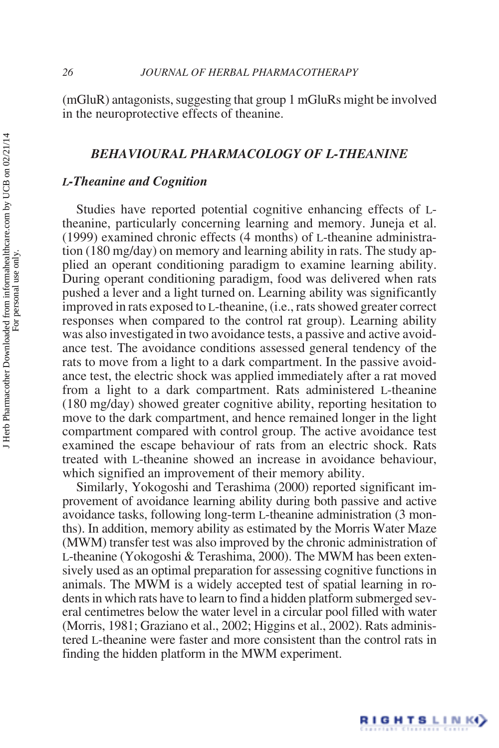(mGluR) antagonists, suggesting that group 1 mGluRs might be involved in the neuroprotective effects of theanine.

## *BEHAVIOURAL PHARMACOLOGY OF L-THEANINE*

### *L-Theanine and Cognition*

Studies have reported potential cognitive enhancing effects of L-theanine, particularly concerning learning and memory. Juneja et al. (1999) examined chronic effects (4 months) of L-theanine administration (180 mg/day) on memory and learning ability in rats. The study applied an operant conditioning paradigm to examine learning ability. During operant conditioning paradigm, food was delivered when rats pushed a lever and a light turned on. Learning ability was significantly improved in rats exposed to L-theanine, (i.e., rats showed greater correct responses when compared to the control rat group). Learning ability was also investigated in two avoidance tests, a passive and active avoidance test. The avoidance conditions assessed general tendency of the rats to move from a light to a dark compartment. In the passive avoidance test, the electric shock was applied immediately after a rat moved from a light to a dark compartment. Rats administered L-theanine (180 mg/day) showed greater cognitive ability, reporting hesitation to move to the dark compartment, and hence remained longer in the light compartment compared with control group. The active avoidance test examined the escape behaviour of rats from an electric shock. Rats treated with L-theanine showed an increase in avoidance behaviour, which signified an improvement of their memory ability.

Similarly, Yokogoshi and Terashima (2000) reported significant improvement of avoidance learning ability during both passive and active avoidance tasks, following long-term L-theanine administration (3 months). In addition, memory ability as estimated by the Morris Water Maze (MWM) transfer test was also improved by the chronic administration of L-theanine (Yokogoshi & Terashima, 2000). The MWM has been extensively used as an optimal preparation for assessing cognitive functions in animals. The MWM is a widely accepted test of spatial learning in rodents in which rats have to learn to find a hidden platform submerged several centimetres below the water level in a circular pool filled with water (Morris, 1981; Graziano et al., 2002; Higgins et al., 2002). Rats administered L-theanine were faster and more consistent than the control rats in finding the hidden platform in the MWM experiment.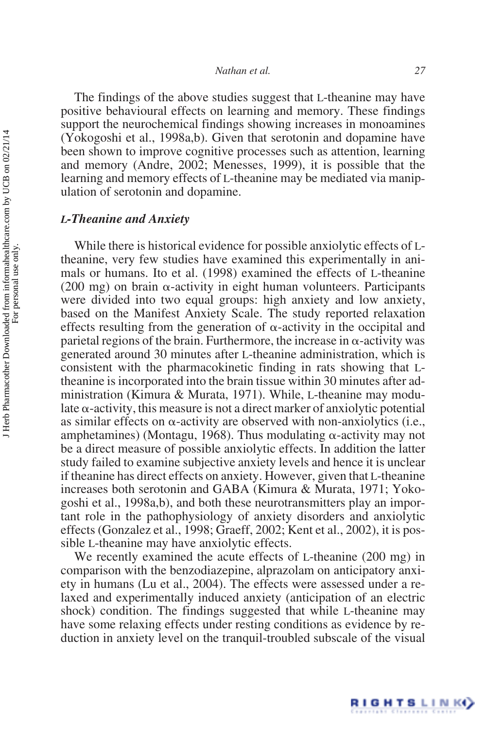The findings of the above studies suggest that L-theanine may have positive behavioural effects on learning and memory. These findings support the neurochemical findings showing increases in monoamines (Yokogoshi et al., 1998a,b). Given that serotonin and dopamine have been shown to improve cognitive processes such as attention, learning and memory (Andre, 2002; Menesses, 1999), it is possible that the learning and memory effects of L-theanine may be mediated via manipulation of serotonin and dopamine.

### *L-Theanine and Anxiety*

While there is historical evidence for possible anxiolytic effects of L-theanine, very few studies have examined this experimentally in animals or humans. Ito et al. (1998) examined the effects of L-theanine (200 mg) on brain α-activity in eight human volunteers. Participants were divided into two equal groups: high anxiety and low anxiety, based on the Manifest Anxiety Scale. The study reported relaxation effects resulting from the generation of α-activity in the occipital and parietal regions of the brain. Furthermore, the increase in α-activity was generated around 30 minutes after L-theanine administration, which is consistent with the pharmacokinetic finding in rats showing that L-theanine is incorporated into the brain tissue within 30 minutes after administration (Kimura & Murata, 1971). While, L-theanine may modulate α-activity, this measure is not a direct marker of anxiolytic potential as similar effects on α-activity are observed with non-anxiolytics (i.e., amphetamines) (Montagu, 1968). Thus modulating α-activity may not be a direct measure of possible anxiolytic effects. In addition the latter study failed to examine subjective anxiety levels and hence it is unclear if theanine has direct effects on anxiety. However, given that L-theanine increases both serotonin and GABA (Kimura & Murata, 1971; Yokogoshi et al., 1998a,b), and both these neurotransmitters play an important role in the pathophysiology of anxiety disorders and anxiolytic effects (Gonzalez et al., 1998; Graeff, 2002; Kent et al., 2002), it is possible L-theanine may have anxiolytic effects.

We recently examined the acute effects of L-theanine (200 mg) in comparison with the benzodiazepine, alprazolam on anticipatory anxiety in humans (Lu et al., 2004). The effects were assessed under a relaxed and experimentally induced anxiety (anticipation of an electric shock) condition. The findings suggested that while L-theanine may have some relaxing effects under resting conditions as evidence by reduction in anxiety level on the tranquil-troubled subscale of the visual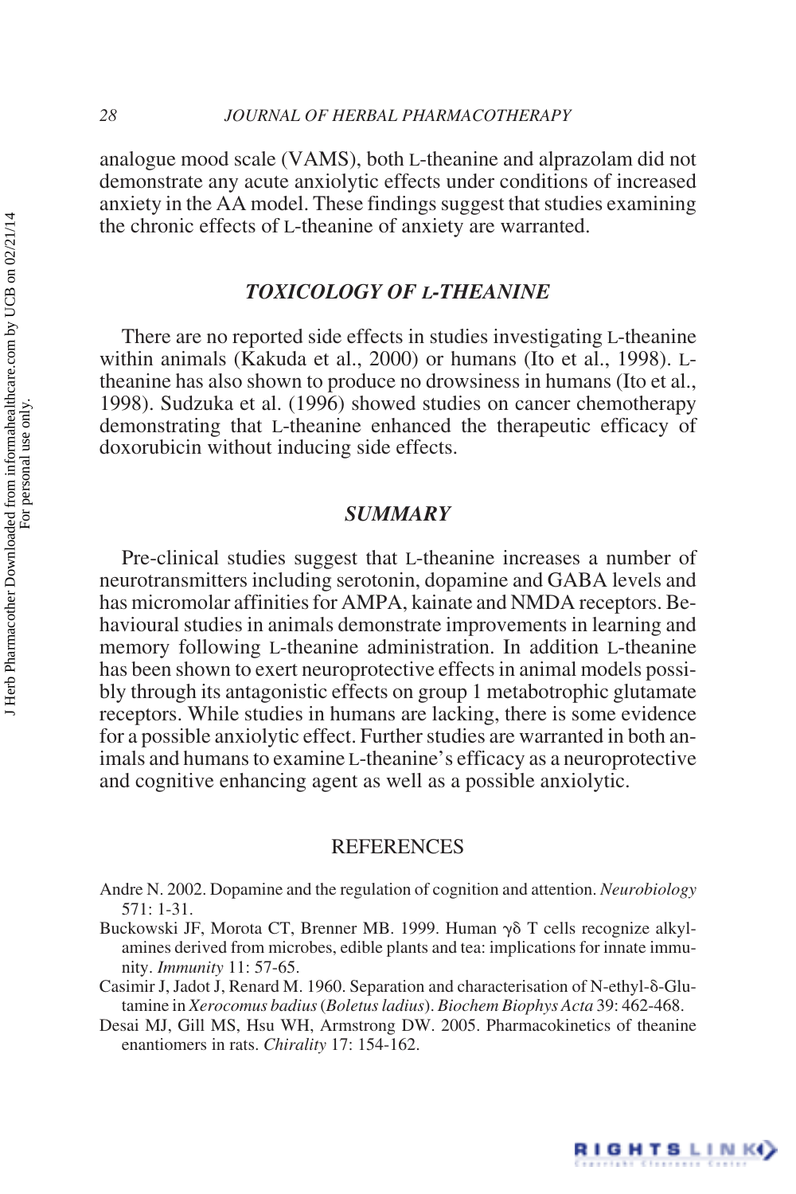analogue mood scale (VAMS), both L-theanine and alprazolam did not demonstrate any acute anxiolytic effects under conditions of increased anxiety in the AA model. These findings suggest that studies examining the chronic effects of L-theanine of anxiety are warranted.

## *TOXICOLOGY OF L-THEANINE*

There are no reported side effects in studies investigating L-theanine within animals (Kakuda et al., 2000) or humans (Ito et al., 1998). L-theanine has also shown to produce no drowsiness in humans (Ito et al., 1998). Sudzuka et al. (1996) showed studies on cancer chemotherapy demonstrating that L-theanine enhanced the therapeutic efficacy of doxorubicin without inducing side effects.

## *SUMMARY*

Pre-clinical studies suggest that L-theanine increases a number of neurotransmitters including serotonin, dopamine and GABA levels and has micromolar affinities for AMPA, kainate and NMDA receptors. Behavioural studies in animals demonstrate improvements in learning and memory following L-theanine administration. In addition L-theanine has been shown to exert neuroprotective effects in animal models possibly through its antagonistic effects on group 1 metabotrophic glutamate receptors. While studies in humans are lacking, there is some evidence for a possible anxiolytic effect. Further studies are warranted in both animals and humans to examine L-theanine's efficacy as a neuroprotective and cognitive enhancing agent as well as a possible anxiolytic.

## REFERENCES

Andre N. 2002. Dopamine and the regulation of cognition and attention. *Neurobiology* 571: 1-31.

Buckowski JF, Morota CT, Brenner MB. 1999. Human $\gamma\delta$ T cells recognize alkylamines derived from microbes, edible plants and tea: implications for innate immunity. *Immunity* 11: 57-65.

Casimir J, Jadot J, Renard M. 1960. Separation and characterisation of N-ethyl-$\delta$-Glutamine in *Xerocomus badius* (*Boletus ladius*). *Biochem Biophys Acta* 39: 462-468.

Desai MJ, Gill MS, Hsu WH, Armstrong DW. 2005. Pharmacokinetics of theanine enantiomers in rats. *Chirality* 17: 154-162.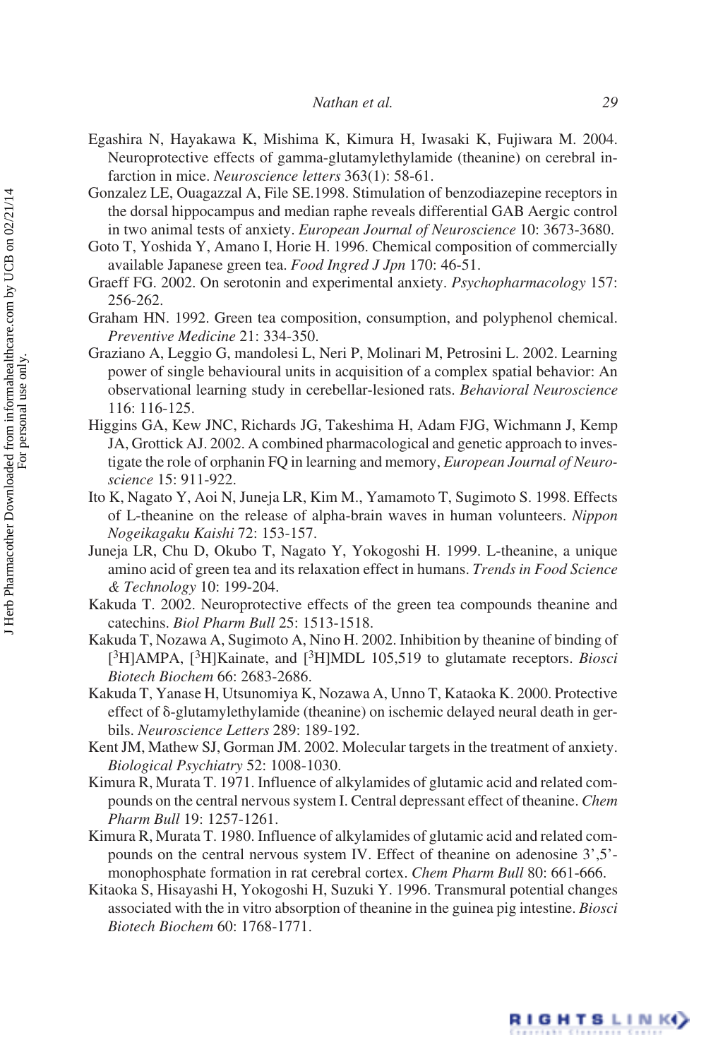Egashira N, Hayakawa K, Mishima K, Kimura H, Iwasaki K, Fujiwara M. 2004. Neuroprotective effects of gamma-glutamylethylamide (theanine) on cerebral infarction in mice. *Neuroscience letters* 363(1): 58-61.

Gonzalez LE, Ouagazzal A, File SE.1998. Stimulation of benzodiazepine receptors in the dorsal hippocampus and median raphe reveals differential GAB Aergic control in two animal tests of anxiety. *European Journal of Neuroscience* 10: 3673-3680.

Goto T, Yoshida Y, Amano I, Horie H. 1996. Chemical composition of commercially available Japanese green tea. *Food Ingred J Jpn* 170: 46-51.

Graeff FG. 2002. On serotonin and experimental anxiety. *Psychopharmacology* 157: 256-262.

Graham HN. 1992. Green tea composition, consumption, and polyphenol chemical. *Preventive Medicine* 21: 334-350.

Graziano A, Leggio G, mandolesi L, Neri P, Molinari M, Petrosini L. 2002. Learning power of single behavioural units in acquisition of a complex spatial behavior: An observational learning study in cerebellar-lesioned rats. *Behavioral Neuroscience* 116: 116-125.

Higgins GA, Kew JNC, Richards JG, Takeshima H, Adam FJG, Wichmann J, Kemp JA, Grottick AJ. 2002. A combined pharmacological and genetic approach to investigate the role of orphanin FQ in learning and memory, *European Journal of Neuroscience* 15: 911-922.

Ito K, Nagato Y, Aoi N, Juneja LR, Kim M., Yamamoto T, Sugimoto S. 1998. Effects of L-theanine on the release of alpha-brain waves in human volunteers. *Nippon Nogeikagaku Kaishi* 72: 153-157.

Juneja LR, Chu D, Okubo T, Nagato Y, Yokogoshi H. 1999. L-theanine, a unique amino acid of green tea and its relaxation effect in humans. *Trends in Food Science & Technology* 10: 199-204.

Kakuda T. 2002. Neuroprotective effects of the green tea compounds theanine and catechins. *Biol Pharm Bull* 25: 1513-1518.

Kakuda T, Nozawa A, Sugimoto A, Nino H. 2002. Inhibition by theanine of binding of [$^3$H]AMPA, [$^3$H]Kainate, and [$^3$H]MDL 105,519 to glutamate receptors. *Biosci Biotech Biochem* 66: 2683-2686.

Kakuda T, Yanase H, Utsunomiya K, Nozawa A, Unno T, Kataoka K. 2000. Protective effect of δ-glutamylethylamide (theanine) on ischemic delayed neural death in gerbils. *Neuroscience Letters* 289: 189-192.

Kent JM, Mathew SJ, Gorman JM. 2002. Molecular targets in the treatment of anxiety. *Biological Psychiatry* 52: 1008-1030.

Kimura R, Murata T. 1971. Influence of alkylamides of glutamic acid and related compounds on the central nervous system I. Central depressant effect of theanine. *Chem Pharm Bull* 19: 1257-1261.

Kimura R, Murata T. 1980. Influence of alkylamides of glutamic acid and related compounds on the central nervous system IV. Effect of theanine on adenosine 3',5'-monophosphate formation in rat cerebral cortex. *Chem Pharm Bull* 80: 661-666.

Kitaoka S, Hisayashi H, Yokogoshi H, Suzuki Y. 1996. Transmural potential changes associated with the in vitro absorption of theanine in the guinea pig intestine. *Biosci Biotech Biochem* 60: 1768-1771.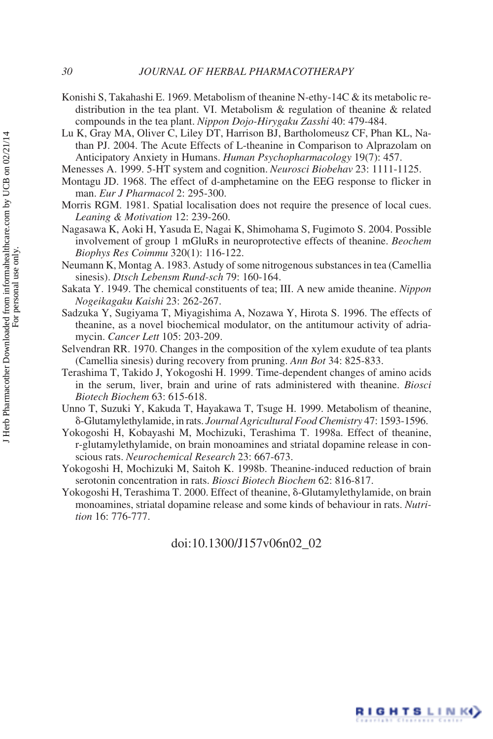Konishi S, Takahashi E. 1969. Metabolism of theanine N-ethy-14C & its metabolic redistribution in the tea plant. VI. Metabolism & regulation of theanine & related compounds in the tea plant. *Nippon Dojo-Hirygaku Zasshi* 40: 479-484.

Lu K, Gray MA, Oliver C, Liley DT, Harrison BJ, Bartholomeusz CF, Phan KL, Nathan PJ. 2004. The Acute Effects of L-theanine in Comparison to Alprazolam on Anticipatory Anxiety in Humans. *Human Psychopharmacology* 19(7): 457.

Menesses A. 1999. 5-HT system and cognition. *Neurosci Biobehav* 23: 1111-1125.

Montagu JD. 1968. The effect of d-amphetamine on the EEG response to flicker in man. *Eur J Pharmacol* 2: 295-300.

Morris RGM. 1981. Spatial localisation does not require the presence of local cues. *Leaning & Motivation* 12: 239-260.

Nagasawa K, Aoki H, Yasuda E, Nagai K, Shimohama S, Fugimoto S. 2004. Possible involvement of group 1 mGluRs in neuroprotective effects of theanine. *Beochem Biophys Res Coimmu* 320(1): 116-122.

Neumann K, Montag A. 1983. Astudy of some nitrogenous substances in tea (Camellia sinesis). *Dtsch Lebensm Rund-sch* 79: 160-164.

Sakata Y. 1949. The chemical constituents of tea; III. A new amide theanine. *Nippon Nogeikagaku Kaishi* 23: 262-267.

Sadzuka Y, Sugiyama T, Miyagishima A, Nozawa Y, Hirota S. 1996. The effects of theanine, as a novel biochemical modulator, on the antitumour activity of adriamycin. *Cancer Lett* 105: 203-209.

Selvendran RR. 1970. Changes in the composition of the xylem exudute of tea plants (Camellia sinesis) during recovery from pruning. *Ann Bot* 34: 825-833.

Terashima T, Takido J, Yokogoshi H. 1999. Time-dependent changes of amino acids in the serum, liver, brain and urine of rats administered with theanine. *Biosci Biotech Biochem* 63: 615-618.

Unno T, Suzuki Y, Kakuda T, Hayakawa T, Tsuge H. 1999. Metabolism of theanine, δ-Glutamylethylamide, in rats. *Journal Agricultural Food Chemistry* 47: 1593-1596.

Yokogoshi H, Kobayashi M, Mochizuki, Terashima T. 1998a. Effect of theanine, r-glutamylethylamide, on brain monoamines and striatal dopamine release in conscious rats. *Neurochemical Research* 23: 667-673.

Yokogoshi H, Mochizuki M, Saitoh K. 1998b. Theanine-induced reduction of brain serotonin concentration in rats. *Biosci Biotech Biochem* 62: 816-817.

Yokogoshi H, Terashima T. 2000. Effect of theanine, δ-Glutamylethylamide, on brain monoamines, striatal dopamine release and some kinds of behaviour in rats. *Nutrition* 16: 776-777.

doi:10.1300/J157v06n02_02